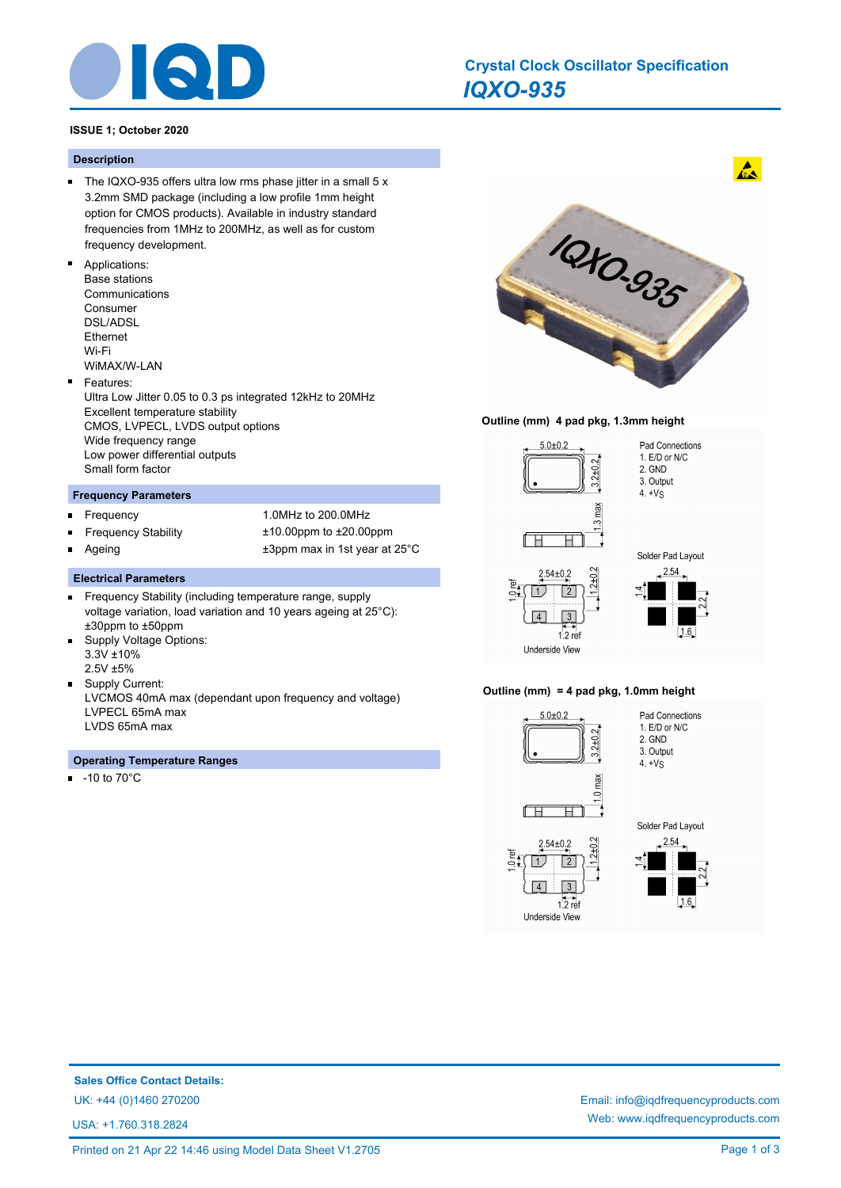# Crystal Clock Oscillator Specification

## *IQXO-935*

**ISSUE 1; October 2020**

### Description

- The IQXO-935 offers ultra low rms phase jitter in a small 5 x 3.2mm SMD package (including a low profile 1mm height option for CMOS products). Available in industry standard frequencies from 1MHz to 200MHz, as well as for custom frequency development.
- Applications:
  Base stations
  Communications
  Consumer
  DSL/ADSL
  Ethernet
  Wi-Fi
  WiMAX/W-LAN
- Features:
  Ultra Low Jitter 0.05 to 0.3 ps integrated 12kHz to 20MHz
  Excellent temperature stability
  CMOS, LVPECL, LVDS output options
  Wide frequency range
  Low power differential outputs
  Small form factor

### Frequency Parameters

| | |
|---|---|
| Frequency | 1.0MHz to 200.0MHz |
| Frequency Stability | ±10.00ppm to ±20.00ppm |
| Ageing | ±3ppm max in 1st year at 25°C |

### Electrical Parameters

- Frequency Stability (including temperature range, supply voltage variation, load variation and 10 years ageing at 25°C): ±30ppm to ±50ppm
- Supply Voltage Options:
  3.3V ±10%
  2.5V ±5%
- Supply Current:
  LVCMOS 40mA max (dependant upon frequency and voltage)
  LVPECL 65mA max
  LVDS 65mA max

### Operating Temperature Ranges

- -10 to 70°C

**Outline (mm) 4 pad pkg, 1.3mm height**

5.0±0.2; 3.2±0.2; 1.3 max; 2.54±0.2; 1.2±0.2; 1.0 ref; 1.2 ref; Underside View

Pad Connections
1. E/D or N/C
2. GND
3. Output
4. +Vs

Solder Pad Layout: 2.54; 1.4; 2.2; 1.6

**Outline (mm) = 4 pad pkg, 1.0mm height**

5.0±0.2; 3.2±0.2; 1.0 max; 2.54±0.2; 1.2±0.2; 1.0 ref; 1.2 ref; Underside View

Pad Connections
1. E/D or N/C
2. GND
3. Output
4. +Vs

Solder Pad Layout: 2.54; 1.4; 2.2; 1.6

**Sales Office Contact Details:**

UK: +44 (0)1460 270200

USA: +1.760.318.2824

Email: info@iqdfrequencyproducts.com

Web: www.iqdfrequencyproducts.com

Printed on 21 Apr 22 14:46 using Model Data Sheet V1.2705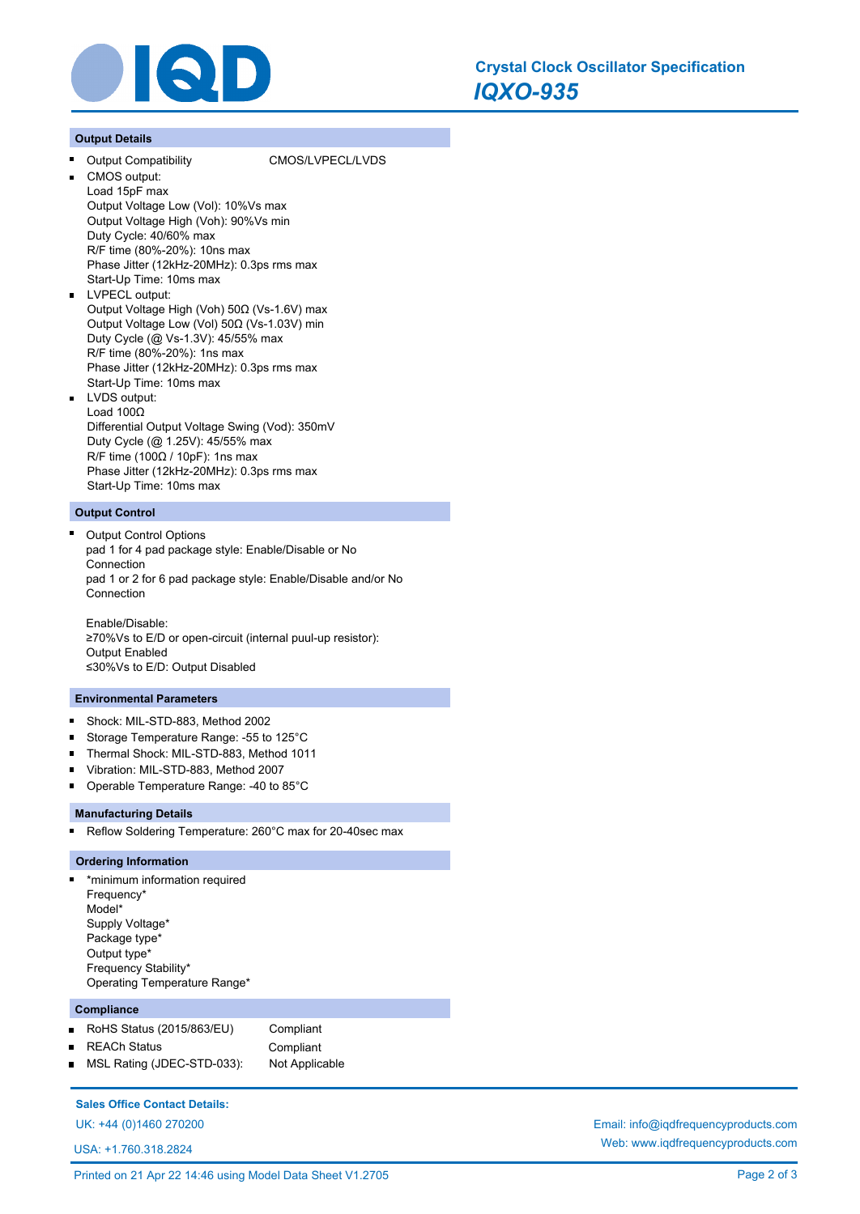# Crystal Clock Oscillator Specification

## *IQXO-935*

### Output Details

- Output Compatibility CMOS/LVPECL/LVDS
- CMOS output:
  Load 15pF max
  Output Voltage Low (Vol): 10%Vs max
  Output Voltage High (Voh): 90%Vs min
  Duty Cycle: 40/60% max
  R/F time (80%-20%): 10ns max
  Phase Jitter (12kHz-20MHz): 0.3ps rms max
  Start-Up Time: 10ms max
- LVPECL output:
  Output Voltage High (Voh) 50Ω (Vs-1.6V) max
  Output Voltage Low (Vol) 50Ω (Vs-1.03V) min
  Duty Cycle (@ Vs-1.3V): 45/55% max
  R/F time (80%-20%): 1ns max
  Phase Jitter (12kHz-20MHz): 0.3ps rms max
  Start-Up Time: 10ms max
- LVDS output:
  Load 100Ω
  Differential Output Voltage Swing (Vod): 350mV
  Duty Cycle (@ 1.25V): 45/55% max
  R/F time (100Ω / 10pF): 1ns max
  Phase Jitter (12kHz-20MHz): 0.3ps rms max
  Start-Up Time: 10ms max

### Output Control

- Output Control Options
  pad 1 for 4 pad package style: Enable/Disable or No Connection
  pad 1 or 2 for 6 pad package style: Enable/Disable and/or No Connection

  Enable/Disable:
  ≥70%Vs to E/D or open-circuit (internal puul-up resistor): Output Enabled
  ≤30%Vs to E/D: Output Disabled

### Environmental Parameters

- Shock: MIL-STD-883, Method 2002
- Storage Temperature Range: -55 to 125°C
- Thermal Shock: MIL-STD-883, Method 1011
- Vibration: MIL-STD-883, Method 2007
- Operable Temperature Range: -40 to 85°C

### Manufacturing Details

- Reflow Soldering Temperature: 260°C max for 20-40sec max

### Ordering Information

- *minimum information required
  Frequency*
  Model*
  Supply Voltage*
  Package type*
  Output type*
  Frequency Stability*
  Operating Temperature Range*

### Compliance

- RoHS Status (2015/863/EU) Compliant
- REACh Status Compliant
- MSL Rating (JDEC-STD-033): Not Applicable

**Sales Office Contact Details:**

UK: +44 (0)1460 270200

USA: +1.760.318.2824

Email: info@iqdfrequencyproducts.com

Web: www.iqdfrequencyproducts.com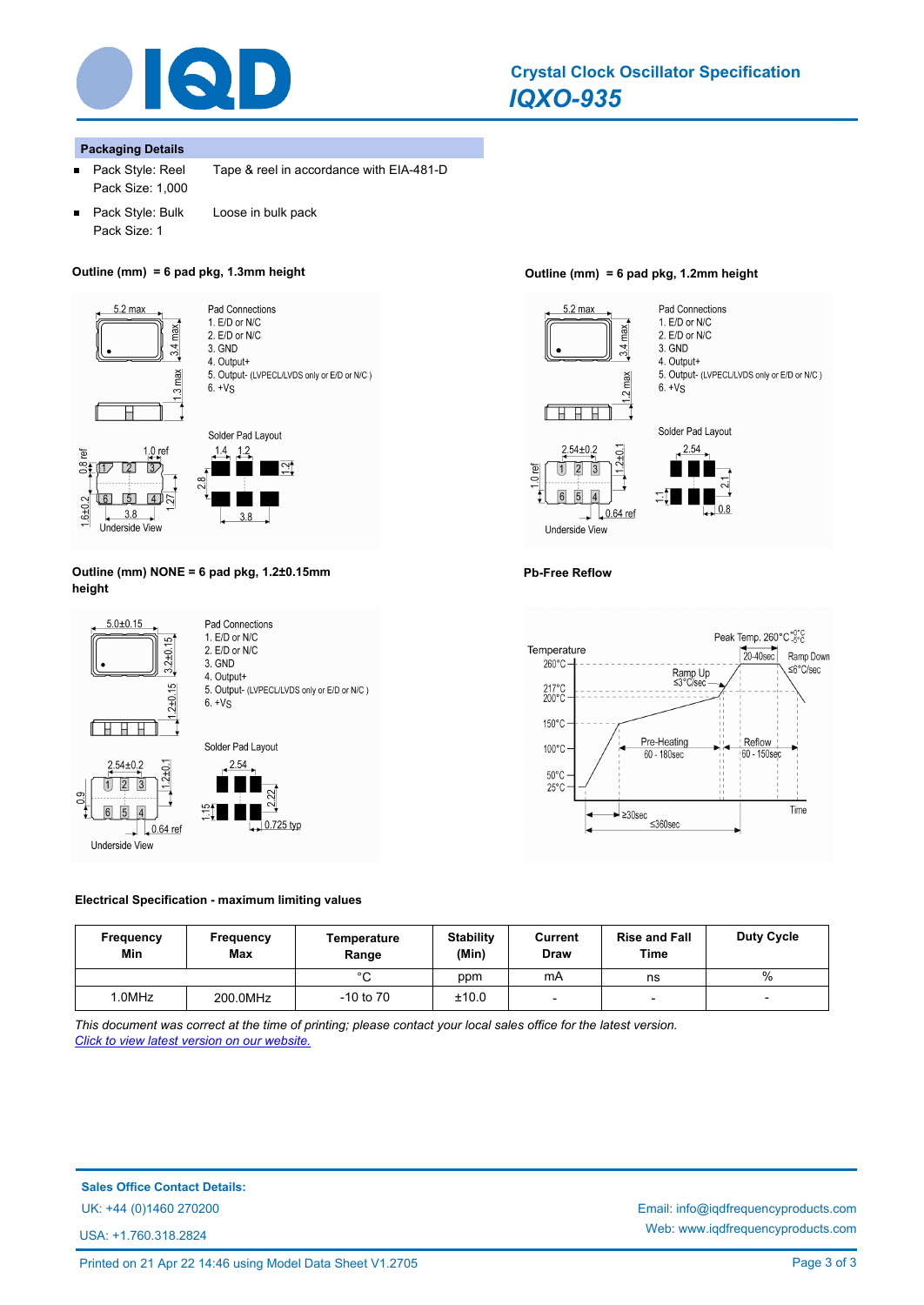## Packaging Details

- Pack Style: Reel Tape & reel in accordance with EIA-481-D
  Pack Size: 1,000
- Pack Style: Bulk Loose in bulk pack
  Pack Size: 1

**Outline (mm) = 6 pad pkg, 1.3mm height**

5.2 max
3.4 max
1.3 max
Pad Connections
1. E/D or N/C
2. E/D or N/C
3. GND
4. Output+
5. Output- (LVPECL/LVDS only or E/D or N/C )
6. +Vs
Solder Pad Layout
0.8 ref
1.0 ref
1.6±0.2
3.8
1.27
Underside View
1.4
1.2
1.2
2.8
3.8

**Outline (mm) = 6 pad pkg, 1.2mm height**

5.2 max
3.4 max
1.2 max
Pad Connections
1. E/D or N/C
2. E/D or N/C
3. GND
4. Output+
5. Output- (LVPECL/LVDS only or E/D or N/C )
6. +Vs
Solder Pad Layout
2.54±0.2
1.2±0.1
1.0 ref
0.64 ref
Underside View
2.54
2.1
1.1
0.8

**Outline (mm) NONE = 6 pad pkg, 1.2±0.15mm height**

5.0±0.15
3.2±0.15
1.2±0.15
Pad Connections
1. E/D or N/C
2. E/D or N/C
3. GND
4. Output+
5. Output- (LVPECL/LVDS only or E/D or N/C )
6. +Vs
Solder Pad Layout
2.54±0.2
1.2±0.1
0.9
0.64 ref
Underside View
2.54
2.22
1.15
0.725 typ

**Pb-Free Reflow**

Peak Temp. 260°C +0°C -5°C
Temperature
260°C
217°C
200°C
150°C
100°C
50°C
25°C
20-40sec
Ramp Down ≤6°C/sec
Ramp Up ≤3°C/sec
Pre-Heating 60 - 180sec
Reflow 60 - 150sec
≥30sec
≤360sec
Time

**Electrical Specification - maximum limiting values**

| Frequency Min | Frequency Max | Temperature Range | Stability (Min) | Current Draw | Rise and Fall Time | Duty Cycle |
|---|---|---|---|---|---|---|
| | | °C | ppm | mA | ns | % |
| 1.0MHz | 200.0MHz | -10 to 70 | ±10.0 | - | - | - |

*This document was correct at the time of printing; please contact your local sales office for the latest version.*
*Click to view latest version on our website.*

**Sales Office Contact Details:**

UK: +44 (0)1460 270200
USA: +1.760.318.2824
Email: info@iqdfrequencyproducts.com
Web: www.iqdfrequencyproducts.com